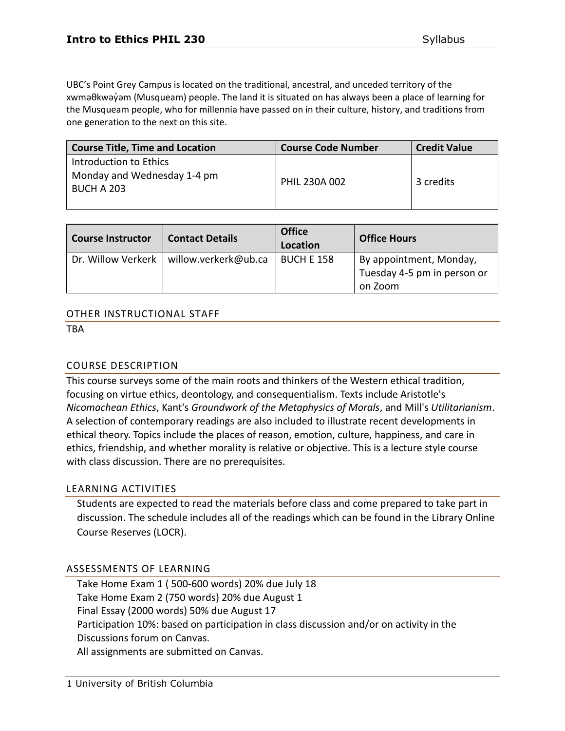# Intro to Ethics PHIL 230

Syllabus

UBC's Point Grey Campus is located on the traditional, ancestral, and unceded territory of the xʷməθkʷəy̓əm (Musqueam) people. The land it is situated on has always been a place of learning for the Musqueam people, who for millennia have passed on in their culture, history, and traditions from one generation to the next on this site.

| Course Title, Time and Location | Course Code Number | Credit Value |
| --- | --- | --- |
| Introduction to Ethics<br>Monday and Wednesday 1-4 pm<br>BUCH A 203 | PHIL 230A 002 | 3 credits |

| Course Instructor | Contact Details | Office Location | Office Hours |
| --- | --- | --- | --- |
| Dr. Willow Verkerk | willow.verkerk@ub.ca | BUCH E 158 | By appointment, Monday, Tuesday 4-5 pm in person or on Zoom |

## OTHER INSTRUCTIONAL STAFF

TBA

## COURSE DESCRIPTION

This course surveys some of the main roots and thinkers of the Western ethical tradition, focusing on virtue ethics, deontology, and consequentialism. Texts include Aristotle's *Nicomachean Ethics*, Kant's *Groundwork of the Metaphysics of Morals*, and Mill's *Utilitarianism*. A selection of contemporary readings are also included to illustrate recent developments in ethical theory. Topics include the places of reason, emotion, culture, happiness, and care in ethics, friendship, and whether morality is relative or objective. This is a lecture style course with class discussion. There are no prerequisites.

## LEARNING ACTIVITIES

Students are expected to read the materials before class and come prepared to take part in discussion. The schedule includes all of the readings which can be found in the Library Online Course Reserves (LOCR).

## ASSESSMENTS OF LEARNING

Take Home Exam 1 ( 500-600 words) 20% due July 18
Take Home Exam 2 (750 words) 20% due August 1
Final Essay (2000 words) 50% due August 17
Participation 10%: based on participation in class discussion and/or on activity in the Discussions forum on Canvas.
All assignments are submitted on Canvas.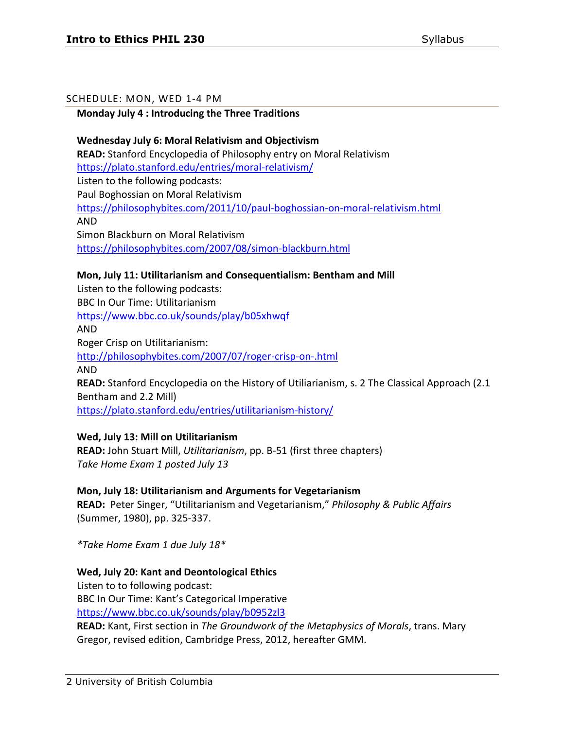## SCHEDULE: MON, WED 1-4 PM

**Monday July 4 : Introducing the Three Traditions**

**Wednesday July 6: Moral Relativism and Objectivism**
**READ:** Stanford Encyclopedia of Philosophy entry on Moral Relativism
https://plato.stanford.edu/entries/moral-relativism/
Listen to the following podcasts:
Paul Boghossian on Moral Relativism
https://philosophybites.com/2011/10/paul-boghossian-on-moral-relativism.html
AND
Simon Blackburn on Moral Relativism
https://philosophybites.com/2007/08/simon-blackburn.html

**Mon, July 11: Utilitarianism and Consequentialism: Bentham and Mill**
Listen to the following podcasts:
BBC In Our Time: Utilitarianism
https://www.bbc.co.uk/sounds/play/b05xhwqf
AND
Roger Crisp on Utilitarianism:
http://philosophybites.com/2007/07/roger-crisp-on-.html
AND
**READ:** Stanford Encyclopedia on the History of Utiliarianism, s. 2 The Classical Approach (2.1 Bentham and 2.2 Mill)
https://plato.stanford.edu/entries/utilitarianism-history/

**Wed, July 13: Mill on Utilitarianism**
**READ:** John Stuart Mill, *Utilitarianism*, pp. B-51 (first three chapters)
*Take Home Exam 1 posted July 13*

**Mon, July 18: Utilitarianism and Arguments for Vegetarianism**
**READ:** Peter Singer, "Utilitarianism and Vegetarianism," *Philosophy & Public Affairs* (Summer, 1980), pp. 325-337.

*\*Take Home Exam 1 due July 18\**

**Wed, July 20: Kant and Deontological Ethics**
Listen to to following podcast:
BBC In Our Time: Kant's Categorical Imperative
https://www.bbc.co.uk/sounds/play/b0952zl3
**READ:** Kant, First section in *The Groundwork of the Metaphysics of Morals*, trans. Mary Gregor, revised edition, Cambridge Press, 2012, hereafter GMM.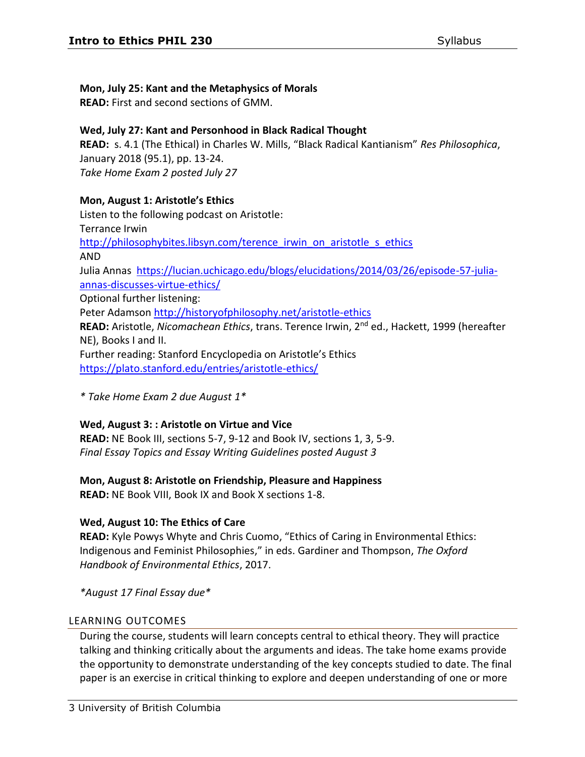**Mon, July 25: Kant and the Metaphysics of Morals**
**READ:** First and second sections of GMM.

**Wed, July 27: Kant and Personhood in Black Radical Thought**
**READ:** s. 4.1 (The Ethical) in Charles W. Mills, "Black Radical Kantianism" *Res Philosophica*, January 2018 (95.1), pp. 13-24.
*Take Home Exam 2 posted July 27*

**Mon, August 1: Aristotle's Ethics**
Listen to the following podcast on Aristotle:
Terrance Irwin
http://philosophybites.libsyn.com/terence_irwin_on_aristotle_s_ethics
AND
Julia Annas https://lucian.uchicago.edu/blogs/elucidations/2014/03/26/episode-57-julia-annas-discusses-virtue-ethics/
Optional further listening:
Peter Adamson http://historyofphilosophy.net/aristotle-ethics
**READ:** Aristotle, *Nicomachean Ethics*, trans. Terence Irwin, 2nd ed., Hackett, 1999 (hereafter NE), Books I and II.
Further reading: Stanford Encyclopedia on Aristotle's Ethics
https://plato.stanford.edu/entries/aristotle-ethics/

*\* Take Home Exam 2 due August 1\**

**Wed, August 3: : Aristotle on Virtue and Vice**
**READ:** NE Book III, sections 5-7, 9-12 and Book IV, sections 1, 3, 5-9.
*Final Essay Topics and Essay Writing Guidelines posted August 3*

**Mon, August 8: Aristotle on Friendship, Pleasure and Happiness**
**READ:** NE Book VIII, Book IX and Book X sections 1-8.

**Wed, August 10: The Ethics of Care**
**READ:** Kyle Powys Whyte and Chris Cuomo, "Ethics of Caring in Environmental Ethics: Indigenous and Feminist Philosophies," in eds. Gardiner and Thompson, *The Oxford Handbook of Environmental Ethics*, 2017.

*\*August 17 Final Essay due\**

## LEARNING OUTCOMES

During the course, students will learn concepts central to ethical theory. They will practice talking and thinking critically about the arguments and ideas. The take home exams provide the opportunity to demonstrate understanding of the key concepts studied to date. The final paper is an exercise in critical thinking to explore and deepen understanding of one or more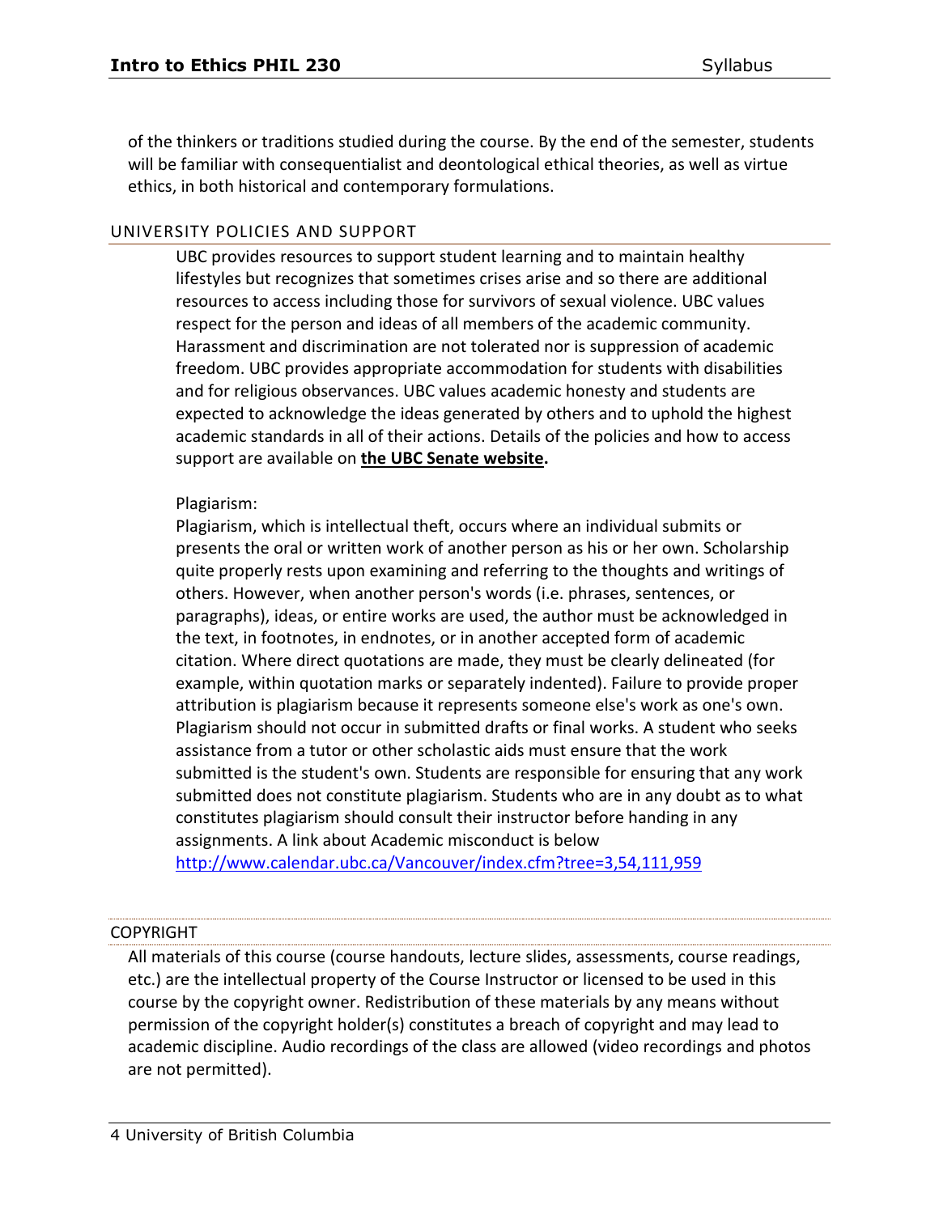of the thinkers or traditions studied during the course. By the end of the semester, students will be familiar with consequentialist and deontological ethical theories, as well as virtue ethics, in both historical and contemporary formulations.

## UNIVERSITY POLICIES AND SUPPORT

UBC provides resources to support student learning and to maintain healthy lifestyles but recognizes that sometimes crises arise and so there are additional resources to access including those for survivors of sexual violence. UBC values respect for the person and ideas of all members of the academic community. Harassment and discrimination are not tolerated nor is suppression of academic freedom. UBC provides appropriate accommodation for students with disabilities and for religious observances. UBC values academic honesty and students are expected to acknowledge the ideas generated by others and to uphold the highest academic standards in all of their actions. Details of the policies and how to access support are available on **the UBC Senate website.**

Plagiarism:

Plagiarism, which is intellectual theft, occurs where an individual submits or presents the oral or written work of another person as his or her own. Scholarship quite properly rests upon examining and referring to the thoughts and writings of others. However, when another person's words (i.e. phrases, sentences, or paragraphs), ideas, or entire works are used, the author must be acknowledged in the text, in footnotes, in endnotes, or in another accepted form of academic citation. Where direct quotations are made, they must be clearly delineated (for example, within quotation marks or separately indented). Failure to provide proper attribution is plagiarism because it represents someone else's work as one's own. Plagiarism should not occur in submitted drafts or final works. A student who seeks assistance from a tutor or other scholastic aids must ensure that the work submitted is the student's own. Students are responsible for ensuring that any work submitted does not constitute plagiarism. Students who are in any doubt as to what constitutes plagiarism should consult their instructor before handing in any assignments. A link about Academic misconduct is below
http://www.calendar.ubc.ca/Vancouver/index.cfm?tree=3,54,111,959

## COPYRIGHT

All materials of this course (course handouts, lecture slides, assessments, course readings, etc.) are the intellectual property of the Course Instructor or licensed to be used in this course by the copyright owner. Redistribution of these materials by any means without permission of the copyright holder(s) constitutes a breach of copyright and may lead to academic discipline. Audio recordings of the class are allowed (video recordings and photos are not permitted).